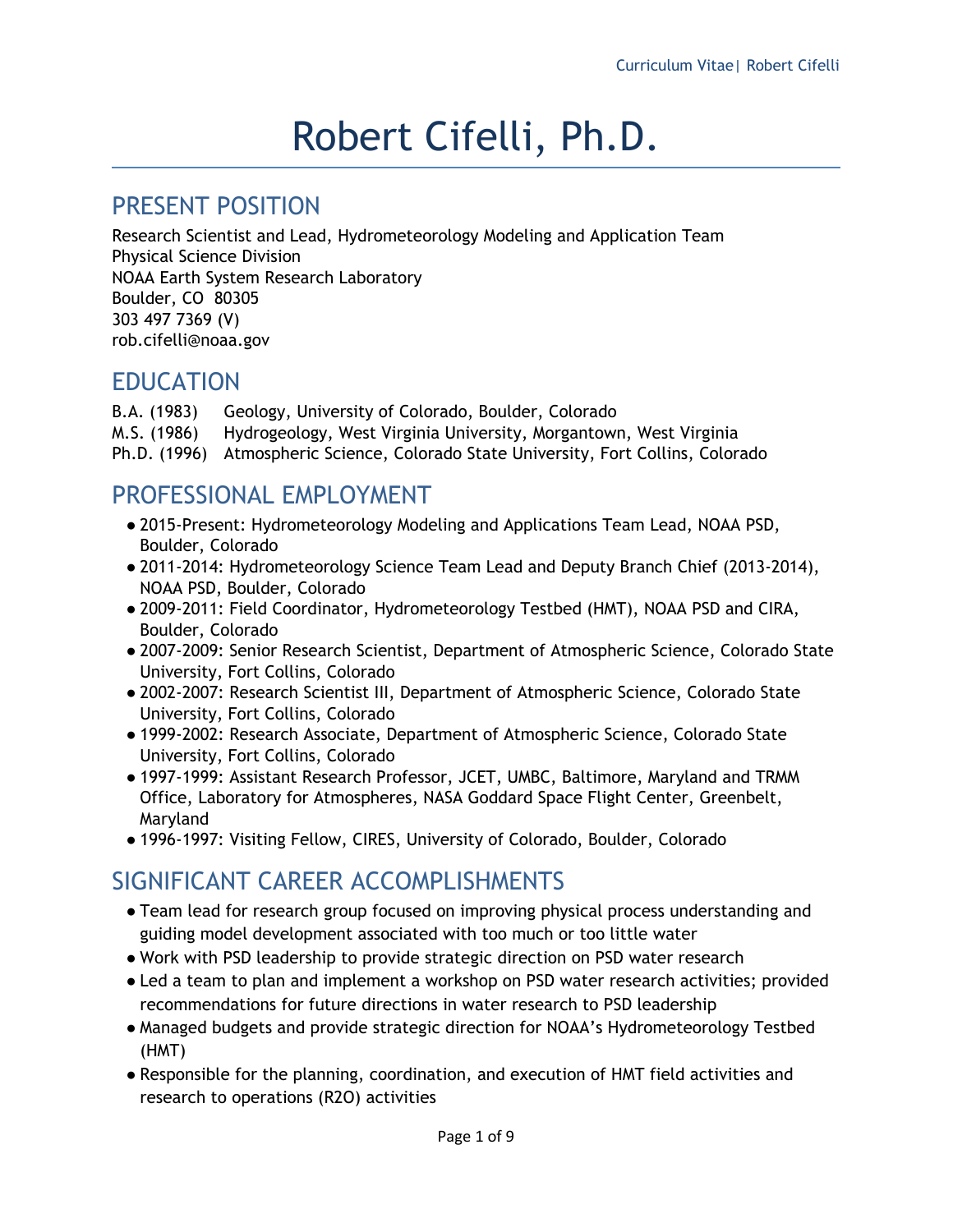# Robert Cifelli, Ph.D.

## PRESENT POSITION

Research Scientist and Lead, Hydrometeorology Modeling and Application Team
Physical Science Division
NOAA Earth System Research Laboratory
Boulder, CO 80305
303 497 7369 (V)
rob.cifelli@noaa.gov

## EDUCATION

B.A. (1983) Geology, University of Colorado, Boulder, Colorado
M.S. (1986) Hydrogeology, West Virginia University, Morgantown, West Virginia
Ph.D. (1996) Atmospheric Science, Colorado State University, Fort Collins, Colorado

## PROFESSIONAL EMPLOYMENT

- 2015-Present: Hydrometeorology Modeling and Applications Team Lead, NOAA PSD, Boulder, Colorado
- 2011-2014: Hydrometeorology Science Team Lead and Deputy Branch Chief (2013-2014), NOAA PSD, Boulder, Colorado
- 2009-2011: Field Coordinator, Hydrometeorology Testbed (HMT), NOAA PSD and CIRA, Boulder, Colorado
- 2007-2009: Senior Research Scientist, Department of Atmospheric Science, Colorado State University, Fort Collins, Colorado
- 2002-2007: Research Scientist III, Department of Atmospheric Science, Colorado State University, Fort Collins, Colorado
- 1999-2002: Research Associate, Department of Atmospheric Science, Colorado State University, Fort Collins, Colorado
- 1997-1999: Assistant Research Professor, JCET, UMBC, Baltimore, Maryland and TRMM Office, Laboratory for Atmospheres, NASA Goddard Space Flight Center, Greenbelt, Maryland
- 1996-1997: Visiting Fellow, CIRES, University of Colorado, Boulder, Colorado

## SIGNIFICANT CAREER ACCOMPLISHMENTS

- Team lead for research group focused on improving physical process understanding and guiding model development associated with too much or too little water
- Work with PSD leadership to provide strategic direction on PSD water research
- Led a team to plan and implement a workshop on PSD water research activities; provided recommendations for future directions in water research to PSD leadership
- Managed budgets and provide strategic direction for NOAA's Hydrometeorology Testbed (HMT)
- Responsible for the planning, coordination, and execution of HMT field activities and research to operations (R2O) activities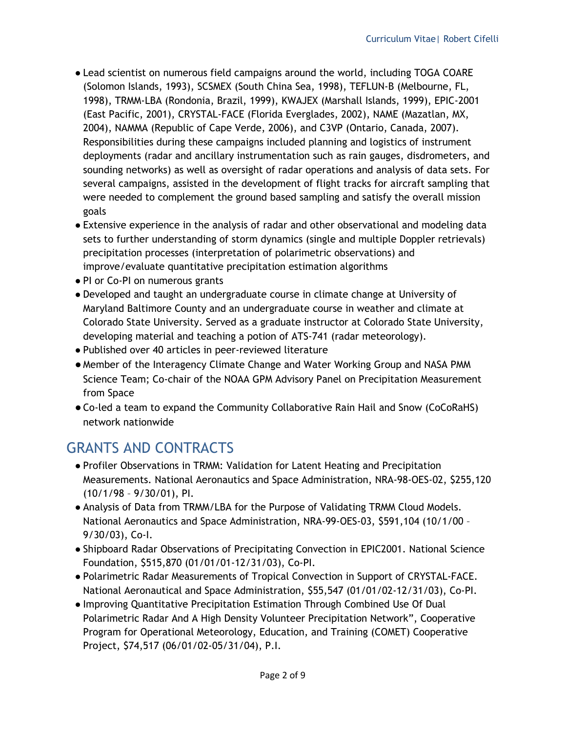- Lead scientist on numerous field campaigns around the world, including TOGA COARE (Solomon Islands, 1993), SCSMEX (South China Sea, 1998), TEFLUN-B (Melbourne, FL, 1998), TRMM-LBA (Rondonia, Brazil, 1999), KWAJEX (Marshall Islands, 1999), EPIC-2001 (East Pacific, 2001), CRYSTAL-FACE (Florida Everglades, 2002), NAME (Mazatlan, MX, 2004), NAMMA (Republic of Cape Verde, 2006), and C3VP (Ontario, Canada, 2007). Responsibilities during these campaigns included planning and logistics of instrument deployments (radar and ancillary instrumentation such as rain gauges, disdrometers, and sounding networks) as well as oversight of radar operations and analysis of data sets. For several campaigns, assisted in the development of flight tracks for aircraft sampling that were needed to complement the ground based sampling and satisfy the overall mission goals
- Extensive experience in the analysis of radar and other observational and modeling data sets to further understanding of storm dynamics (single and multiple Doppler retrievals) precipitation processes (interpretation of polarimetric observations) and improve/evaluate quantitative precipitation estimation algorithms
- PI or Co-PI on numerous grants
- Developed and taught an undergraduate course in climate change at University of Maryland Baltimore County and an undergraduate course in weather and climate at Colorado State University. Served as a graduate instructor at Colorado State University, developing material and teaching a potion of ATS-741 (radar meteorology).
- Published over 40 articles in peer-reviewed literature
- Member of the Interagency Climate Change and Water Working Group and NASA PMM Science Team; Co-chair of the NOAA GPM Advisory Panel on Precipitation Measurement from Space
- Co-led a team to expand the Community Collaborative Rain Hail and Snow (CoCoRaHS) network nationwide

## GRANTS AND CONTRACTS

- Profiler Observations in TRMM: Validation for Latent Heating and Precipitation Measurements. National Aeronautics and Space Administration, NRA-98-OES-02, $255,120 (10/1/98 – 9/30/01), PI.
- Analysis of Data from TRMM/LBA for the Purpose of Validating TRMM Cloud Models. National Aeronautics and Space Administration, NRA-99-OES-03, $591,104 (10/1/00 – 9/30/03), Co-I.
- Shipboard Radar Observations of Precipitating Convection in EPIC2001. National Science Foundation, $515,870 (01/01/01-12/31/03), Co-PI.
- Polarimetric Radar Measurements of Tropical Convection in Support of CRYSTAL-FACE. National Aeronautical and Space Administration, $55,547 (01/01/02-12/31/03), Co-PI.
- Improving Quantitative Precipitation Estimation Through Combined Use Of Dual Polarimetric Radar And A High Density Volunteer Precipitation Network", Cooperative Program for Operational Meteorology, Education, and Training (COMET) Cooperative Project, $74,517 (06/01/02-05/31/04), P.I.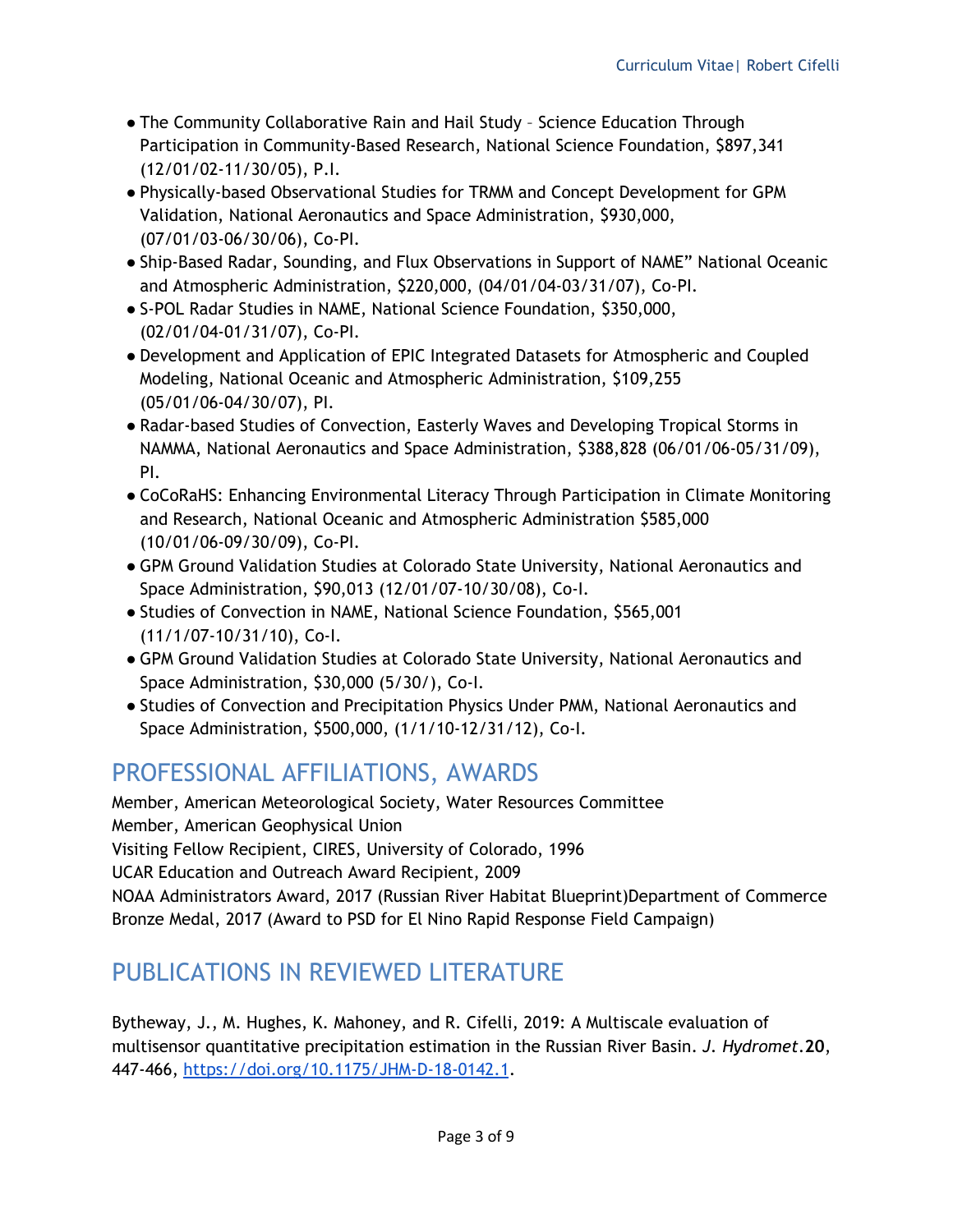- The Community Collaborative Rain and Hail Study – Science Education Through Participation in Community-Based Research, National Science Foundation, $897,341 (12/01/02-11/30/05), P.I.
- Physically-based Observational Studies for TRMM and Concept Development for GPM Validation, National Aeronautics and Space Administration, $930,000, (07/01/03-06/30/06), Co-PI.
- Ship-Based Radar, Sounding, and Flux Observations in Support of NAME" National Oceanic and Atmospheric Administration, $220,000, (04/01/04-03/31/07), Co-PI.
- S-POL Radar Studies in NAME, National Science Foundation, $350,000, (02/01/04-01/31/07), Co-PI.
- Development and Application of EPIC Integrated Datasets for Atmospheric and Coupled Modeling, National Oceanic and Atmospheric Administration, $109,255 (05/01/06-04/30/07), PI.
- Radar-based Studies of Convection, Easterly Waves and Developing Tropical Storms in NAMMA, National Aeronautics and Space Administration, $388,828 (06/01/06-05/31/09), PI.
- CoCoRaHS: Enhancing Environmental Literacy Through Participation in Climate Monitoring and Research, National Oceanic and Atmospheric Administration $585,000 (10/01/06-09/30/09), Co-PI.
- GPM Ground Validation Studies at Colorado State University, National Aeronautics and Space Administration, $90,013 (12/01/07-10/30/08), Co-I.
- Studies of Convection in NAME, National Science Foundation, $565,001 (11/1/07-10/31/10), Co-I.
- GPM Ground Validation Studies at Colorado State University, National Aeronautics and Space Administration, $30,000 (5/30/), Co-I.
- Studies of Convection and Precipitation Physics Under PMM, National Aeronautics and Space Administration, $500,000, (1/1/10-12/31/12), Co-I.

## PROFESSIONAL AFFILIATIONS, AWARDS

Member, American Meteorological Society, Water Resources Committee
Member, American Geophysical Union
Visiting Fellow Recipient, CIRES, University of Colorado, 1996
UCAR Education and Outreach Award Recipient, 2009
NOAA Administrators Award, 2017 (Russian River Habitat Blueprint)Department of Commerce Bronze Medal, 2017 (Award to PSD for El Nino Rapid Response Field Campaign)

## PUBLICATIONS IN REVIEWED LITERATURE

Bytheway, J., M. Hughes, K. Mahoney, and R. Cifelli, 2019: A Multiscale evaluation of multisensor quantitative precipitation estimation in the Russian River Basin. *J. Hydromet*.**20**, 447-466, https://doi.org/10.1175/JHM-D-18-0142.1.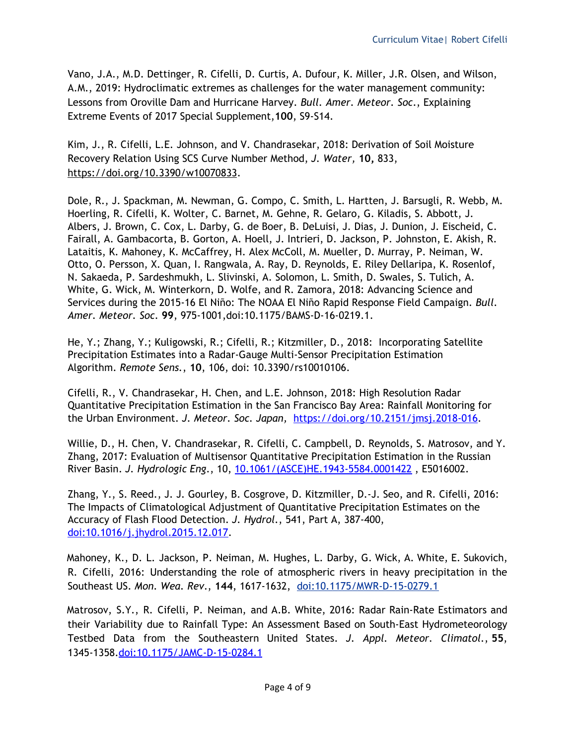Vano, J.A., M.D. Dettinger, R. Cifelli, D. Curtis, A. Dufour, K. Miller, J.R. Olsen, and Wilson, A.M., 2019: Hydroclimatic extremes as challenges for the water management community: Lessons from Oroville Dam and Hurricane Harvey. *Bull. Amer. Meteor. Soc.*, Explaining Extreme Events of 2017 Special Supplement,**100**, S9-S14.

Kim, J., R. Cifelli, L.E. Johnson, and V. Chandrasekar, 2018: Derivation of Soil Moisture Recovery Relation Using SCS Curve Number Method, *J. Water,* **10,** 833, https://doi.org/10.3390/w10070833.

Dole, R., J. Spackman, M. Newman, G. Compo, C. Smith, L. Hartten, J. Barsugli, R. Webb, M. Hoerling, R. Cifelli, K. Wolter, C. Barnet, M. Gehne, R. Gelaro, G. Kiladis, S. Abbott, J. Albers, J. Brown, C. Cox, L. Darby, G. de Boer, B. DeLuisi, J. Dias, J. Dunion, J. Eischeid, C. Fairall, A. Gambacorta, B. Gorton, A. Hoell, J. Intrieri, D. Jackson, P. Johnston, E. Akish, R. Lataitis, K. Mahoney, K. McCaffrey, H. Alex McColl, M. Mueller, D. Murray, P. Neiman, W. Otto, O. Persson, X. Quan, I. Rangwala, A. Ray, D. Reynolds, E. Riley Dellaripa, K. Rosenlof, N. Sakaeda, P. Sardeshmukh, L. Slivinski, A. Solomon, L. Smith, D. Swales, S. Tulich, A. White, G. Wick, M. Winterkorn, D. Wolfe, and R. Zamora, 2018: Advancing Science and Services during the 2015-16 El Niño: The NOAA El Niño Rapid Response Field Campaign. *Bull. Amer. Meteor. Soc.* **99**, 975-1001,doi:10.1175/BAMS-D-16-0219.1.

He, Y.; Zhang, Y.; Kuligowski, R.; Cifelli, R.; Kitzmiller, D., 2018: Incorporating Satellite Precipitation Estimates into a Radar-Gauge Multi-Sensor Precipitation Estimation Algorithm. *Remote Sens.*, **10**, 106, doi: 10.3390/rs10010106.

Cifelli, R., V. Chandrasekar, H. Chen, and L.E. Johnson, 2018: High Resolution Radar Quantitative Precipitation Estimation in the San Francisco Bay Area: Rainfall Monitoring for the Urban Environment. *J. Meteor. Soc. Japan,* https://doi.org/10.2151/jmsj.2018-016.

Willie, D., H. Chen, V. Chandrasekar, R. Cifelli, C. Campbell, D. Reynolds, S. Matrosov, and Y. Zhang, 2017: Evaluation of Multisensor Quantitative Precipitation Estimation in the Russian River Basin. *J. Hydrologic Eng.*, 10, 10.1061/(ASCE)HE.1943-5584.0001422 , E5016002.

Zhang, Y., S. Reed., J. J. Gourley, B. Cosgrove, D. Kitzmiller, D.-J. Seo, and R. Cifelli, 2016: The Impacts of Climatological Adjustment of Quantitative Precipitation Estimates on the Accuracy of Flash Flood Detection. *J. Hydrol.*, 541, Part A, 387-400, doi:10.1016/j.jhydrol.2015.12.017.

Mahoney, K., D. L. Jackson, P. Neiman, M. Hughes, L. Darby, G. Wick, A. White, E. Sukovich, R. Cifelli, 2016: Understanding the role of atmospheric rivers in heavy precipitation in the Southeast US. *Mon. Wea. Rev.*, **144**, 1617-1632, doi:10.1175/MWR-D-15-0279.1

Matrosov, S.Y., R. Cifelli, P. Neiman, and A.B. White, 2016: Radar Rain-Rate Estimators and their Variability due to Rainfall Type: An Assessment Based on South-East Hydrometeorology Testbed Data from the Southeastern United States. *J. Appl. Meteor. Climatol.*, **55**, 1345-1358.doi:10.1175/JAMC-D-15-0284.1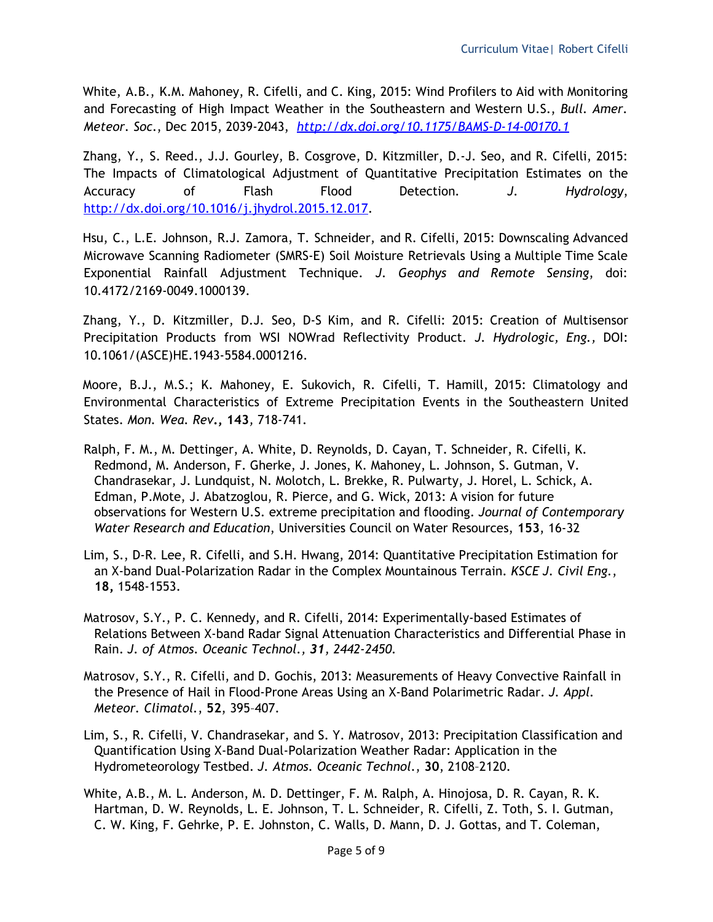White, A.B., K.M. Mahoney, R. Cifelli, and C. King, 2015: Wind Profilers to Aid with Monitoring and Forecasting of High Impact Weather in the Southeastern and Western U.S., *Bull. Amer. Meteor. Soc.*, Dec 2015, 2039-2043, *http://dx.doi.org/10.1175/BAMS-D-14-00170.1*

Zhang, Y., S. Reed., J.J. Gourley, B. Cosgrove, D. Kitzmiller, D.-J. Seo, and R. Cifelli, 2015: The Impacts of Climatological Adjustment of Quantitative Precipitation Estimates on the Accuracy of Flash Flood Detection. *J. Hydrology*, http://dx.doi.org/10.1016/j.jhydrol.2015.12.017.

Hsu, C., L.E. Johnson, R.J. Zamora, T. Schneider, and R. Cifelli, 2015: Downscaling Advanced Microwave Scanning Radiometer (SMRS-E) Soil Moisture Retrievals Using a Multiple Time Scale Exponential Rainfall Adjustment Technique. *J. Geophys and Remote Sensing*, doi: 10.4172/2169-0049.1000139.

Zhang, Y., D. Kitzmiller, D.J. Seo, D-S Kim, and R. Cifelli: 2015: Creation of Multisensor Precipitation Products from WSI NOWrad Reflectivity Product. *J. Hydrologic, Eng.,* DOI: 10.1061/(ASCE)HE.1943-5584.0001216.

Moore, B.J., M.S.; K. Mahoney, E. Sukovich, R. Cifelli, T. Hamill, 2015: Climatology and Environmental Characteristics of Extreme Precipitation Events in the Southeastern United States. *Mon. Wea. Rev.,* **143***,* 718-741.

Ralph, F. M., M. Dettinger, A. White, D. Reynolds, D. Cayan, T. Schneider, R. Cifelli, K. Redmond, M. Anderson, F. Gherke, J. Jones, K. Mahoney, L. Johnson, S. Gutman, V. Chandrasekar, J. Lundquist, N. Molotch, L. Brekke, R. Pulwarty, J. Horel, L. Schick, A. Edman, P.Mote, J. Abatzoglou, R. Pierce, and G. Wick, 2013: A vision for future observations for Western U.S. extreme precipitation and flooding. *Journal of Contemporary Water Research and Education*, Universities Council on Water Resources, **153**, 16-32

Lim, S., D-R. Lee, R. Cifelli, and S.H. Hwang, 2014: Quantitative Precipitation Estimation for an X-band Dual-Polarization Radar in the Complex Mountainous Terrain. *KSCE J. Civil Eng.*, **18,** 1548-1553.

Matrosov, S.Y., P. C. Kennedy, and R. Cifelli, 2014: Experimentally-based Estimates of Relations Between X-band Radar Signal Attenuation Characteristics and Differential Phase in Rain. *J. of Atmos. Oceanic Technol., **31**, 2442-2450.*

Matrosov, S.Y., R. Cifelli, and D. Gochis, 2013: Measurements of Heavy Convective Rainfall in the Presence of Hail in Flood-Prone Areas Using an X-Band Polarimetric Radar. *J. Appl. Meteor. Climatol.*, **52**, 395–407.

Lim, S., R. Cifelli, V. Chandrasekar, and S. Y. Matrosov, 2013: Precipitation Classification and Quantification Using X-Band Dual-Polarization Weather Radar: Application in the Hydrometeorology Testbed. *J. Atmos. Oceanic Technol.*, **30**, 2108–2120.

White, A.B., M. L. Anderson, M. D. Dettinger, F. M. Ralph, A. Hinojosa, D. R. Cayan, R. K. Hartman, D. W. Reynolds, L. E. Johnson, T. L. Schneider, R. Cifelli, Z. Toth, S. I. Gutman, C. W. King, F. Gehrke, P. E. Johnston, C. Walls, D. Mann, D. J. Gottas, and T. Coleman,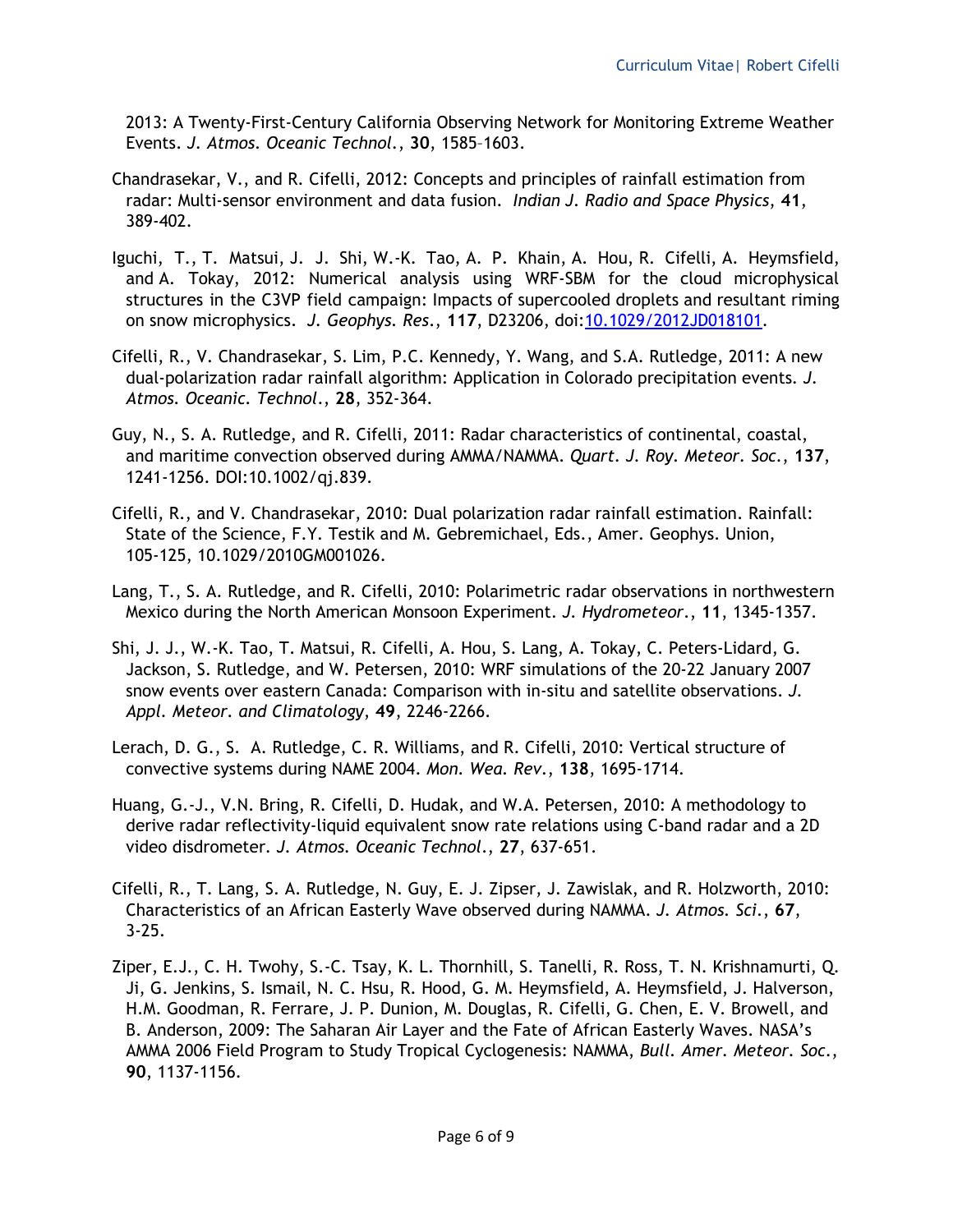2013: A Twenty-First-Century California Observing Network for Monitoring Extreme Weather Events. *J. Atmos. Oceanic Technol.*, **30**, 1585–1603.

Chandrasekar, V., and R. Cifelli, 2012: Concepts and principles of rainfall estimation from radar: Multi-sensor environment and data fusion. *Indian J. Radio and Space Physics*, **41**, 389-402.

Iguchi, T., T. Matsui, J. J. Shi, W.-K. Tao, A. P. Khain, A. Hou, R. Cifelli, A. Heymsfield, and A. Tokay, 2012: Numerical analysis using WRF-SBM for the cloud microphysical structures in the C3VP field campaign: Impacts of supercooled droplets and resultant riming on snow microphysics. *J. Geophys. Res.*, **117**, D23206, doi:[10.1029/2012JD018101](10.1029/2012JD018101).

Cifelli, R., V. Chandrasekar, S. Lim, P.C. Kennedy, Y. Wang, and S.A. Rutledge, 2011: A new dual-polarization radar rainfall algorithm: Application in Colorado precipitation events. *J. Atmos. Oceanic. Technol*., **28**, 352-364.

Guy, N., S. A. Rutledge, and R. Cifelli, 2011: Radar characteristics of continental, coastal, and maritime convection observed during AMMA/NAMMA. *Quart. J. Roy. Meteor. Soc.*, **137**, 1241-1256. DOI:10.1002/qj.839.

Cifelli, R., and V. Chandrasekar, 2010: Dual polarization radar rainfall estimation. Rainfall: State of the Science, F.Y. Testik and M. Gebremichael, Eds., Amer. Geophys. Union, 105-125, 10.1029/2010GM001026.

Lang, T., S. A. Rutledge, and R. Cifelli, 2010: Polarimetric radar observations in northwestern Mexico during the North American Monsoon Experiment. *J. Hydrometeor.*, **11**, 1345-1357.

Shi, J. J., W.-K. Tao, T. Matsui, R. Cifelli, A. Hou, S. Lang, A. Tokay, C. Peters-Lidard, G. Jackson, S. Rutledge, and W. Petersen, 2010: WRF simulations of the 20-22 January 2007 snow events over eastern Canada: Comparison with in-situ and satellite observations. *J. Appl. Meteor. and Climatology*, **49**, 2246-2266.

Lerach, D. G., S. A. Rutledge, C. R. Williams, and R. Cifelli, 2010: Vertical structure of convective systems during NAME 2004. *Mon. Wea. Rev.*, **138**, 1695-1714.

Huang, G.-J., V.N. Bring, R. Cifelli, D. Hudak, and W.A. Petersen, 2010: A methodology to derive radar reflectivity-liquid equivalent snow rate relations using C-band radar and a 2D video disdrometer. *J. Atmos. Oceanic Technol.*, **27**, 637-651.

Cifelli, R., T. Lang, S. A. Rutledge, N. Guy, E. J. Zipser, J. Zawislak, and R. Holzworth, 2010: Characteristics of an African Easterly Wave observed during NAMMA. *J. Atmos. Sci.*, **67**, 3-25.

Ziper, E.J., C. H. Twohy, S.-C. Tsay, K. L. Thornhill, S. Tanelli, R. Ross, T. N. Krishnamurti, Q. Ji, G. Jenkins, S. Ismail, N. C. Hsu, R. Hood, G. M. Heymsfield, A. Heymsfield, J. Halverson, H.M. Goodman, R. Ferrare, J. P. Dunion, M. Douglas, R. Cifelli, G. Chen, E. V. Browell, and B. Anderson, 2009: The Saharan Air Layer and the Fate of African Easterly Waves. NASA's AMMA 2006 Field Program to Study Tropical Cyclogenesis: NAMMA, *Bull. Amer. Meteor. Soc.*, **90**, 1137-1156.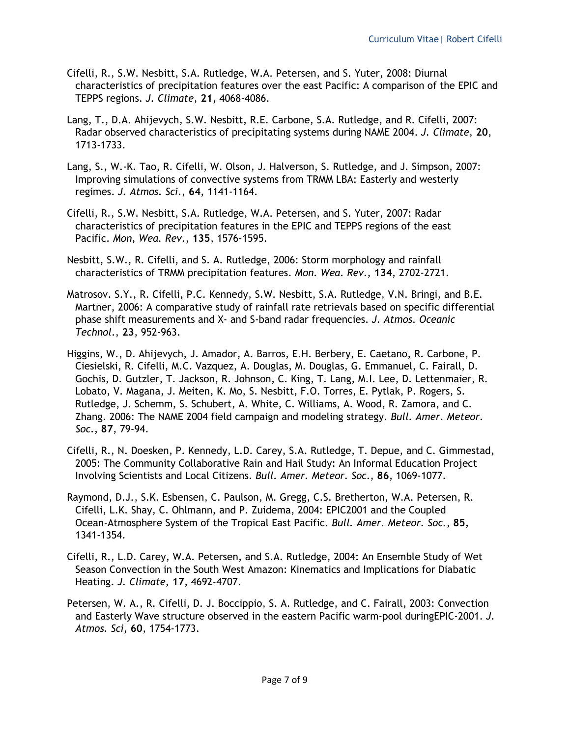Cifelli, R., S.W. Nesbitt, S.A. Rutledge, W.A. Petersen, and S. Yuter, 2008: Diurnal characteristics of precipitation features over the east Pacific: A comparison of the EPIC and TEPPS regions. *J. Climate*, **21**, 4068-4086.

Lang, T., D.A. Ahijevych, S.W. Nesbitt, R.E. Carbone, S.A. Rutledge, and R. Cifelli, 2007: Radar observed characteristics of precipitating systems during NAME 2004. *J. Climate*, **20**, 1713-1733.

Lang, S., W.-K. Tao, R. Cifelli, W. Olson, J. Halverson, S. Rutledge, and J. Simpson, 2007: Improving simulations of convective systems from TRMM LBA: Easterly and westerly regimes. *J. Atmos. Sci.*, **64**, 1141-1164.

Cifelli, R., S.W. Nesbitt, S.A. Rutledge, W.A. Petersen, and S. Yuter, 2007: Radar characteristics of precipitation features in the EPIC and TEPPS regions of the east Pacific. *Mon, Wea. Rev.*, **135**, 1576-1595.

Nesbitt, S.W., R. Cifelli, and S. A. Rutledge, 2006: Storm morphology and rainfall characteristics of TRMM precipitation features. *Mon. Wea. Rev.*, **134**, 2702-2721.

Matrosov. S.Y., R. Cifelli, P.C. Kennedy, S.W. Nesbitt, S.A. Rutledge, V.N. Bringi, and B.E. Martner, 2006: A comparative study of rainfall rate retrievals based on specific differential phase shift measurements and X- and S-band radar frequencies. *J. Atmos. Oceanic Technol.*, **23**, 952-963.

Higgins, W., D. Ahijevych, J. Amador, A. Barros, E.H. Berbery, E. Caetano, R. Carbone, P. Ciesielski, R. Cifelli, M.C. Vazquez, A. Douglas, M. Douglas, G. Emmanuel, C. Fairall, D. Gochis, D. Gutzler, T. Jackson, R. Johnson, C. King, T. Lang, M.I. Lee, D. Lettenmaier, R. Lobato, V. Magana, J. Meiten, K. Mo, S. Nesbitt, F.O. Torres, E. Pytlak, P. Rogers, S. Rutledge, J. Schemm, S. Schubert, A. White, C. Williams, A. Wood, R. Zamora, and C. Zhang. 2006: The NAME 2004 field campaign and modeling strategy. *Bull. Amer. Meteor. Soc.*, **87**, 79-94.

Cifelli, R., N. Doesken, P. Kennedy, L.D. Carey, S.A. Rutledge, T. Depue, and C. Gimmestad, 2005: The Community Collaborative Rain and Hail Study: An Informal Education Project Involving Scientists and Local Citizens. *Bull. Amer. Meteor. Soc.*, **86**, 1069-1077.

Raymond, D.J., S.K. Esbensen, C. Paulson, M. Gregg, C.S. Bretherton, W.A. Petersen, R. Cifelli, L.K. Shay, C. Ohlmann, and P. Zuidema, 2004: EPIC2001 and the Coupled Ocean-Atmosphere System of the Tropical East Pacific. *Bull. Amer. Meteor. Soc.*, **85**, 1341-1354.

Cifelli, R., L.D. Carey, W.A. Petersen, and S.A. Rutledge, 2004: An Ensemble Study of Wet Season Convection in the South West Amazon: Kinematics and Implications for Diabatic Heating. *J. Climate*, **17**, 4692-4707.

Petersen, W. A., R. Cifelli, D. J. Boccippio, S. A. Rutledge, and C. Fairall, 2003: Convection and Easterly Wave structure observed in the eastern Pacific warm-pool duringEPIC-2001. *J. Atmos. Sci*, **60**, 1754-1773.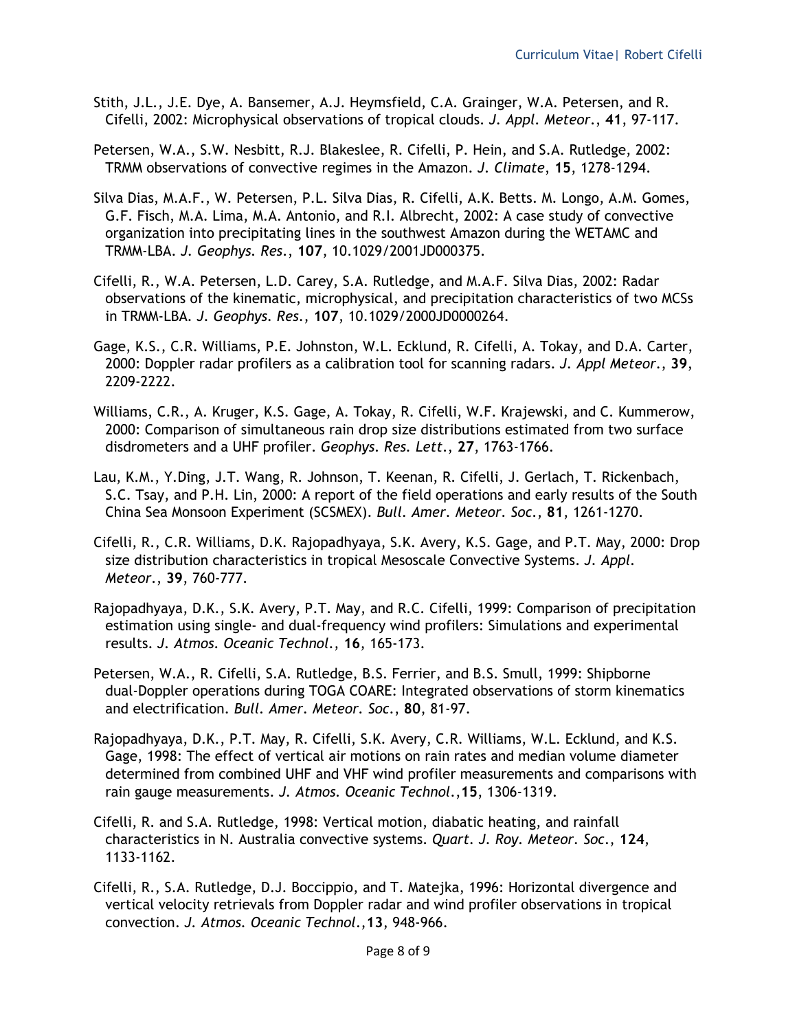Stith, J.L., J.E. Dye, A. Bansemer, A.J. Heymsfield, C.A. Grainger, W.A. Petersen, and R. Cifelli, 2002: Microphysical observations of tropical clouds. *J. Appl. Meteor.*, **41**, 97-117.

Petersen, W.A., S.W. Nesbitt, R.J. Blakeslee, R. Cifelli, P. Hein, and S.A. Rutledge, 2002: TRMM observations of convective regimes in the Amazon. *J. Climate*, **15**, 1278-1294.

Silva Dias, M.A.F., W. Petersen, P.L. Silva Dias, R. Cifelli, A.K. Betts. M. Longo, A.M. Gomes, G.F. Fisch, M.A. Lima, M.A. Antonio, and R.I. Albrecht, 2002: A case study of convective organization into precipitating lines in the southwest Amazon during the WETAMC and TRMM-LBA. *J. Geophys. Res.*, **107**, 10.1029/2001JD000375.

Cifelli, R., W.A. Petersen, L.D. Carey, S.A. Rutledge, and M.A.F. Silva Dias, 2002: Radar observations of the kinematic, microphysical, and precipitation characteristics of two MCSs in TRMM-LBA. *J. Geophys. Res.*, **107**, 10.1029/2000JD0000264.

Gage, K.S., C.R. Williams, P.E. Johnston, W.L. Ecklund, R. Cifelli, A. Tokay, and D.A. Carter, 2000: Doppler radar profilers as a calibration tool for scanning radars. *J. Appl Meteor.*, **39**, 2209-2222.

Williams, C.R., A. Kruger, K.S. Gage, A. Tokay, R. Cifelli, W.F. Krajewski, and C. Kummerow, 2000: Comparison of simultaneous rain drop size distributions estimated from two surface disdrometers and a UHF profiler. *Geophys. Res. Lett.*, **27**, 1763-1766.

Lau, K.M., Y.Ding, J.T. Wang, R. Johnson, T. Keenan, R. Cifelli, J. Gerlach, T. Rickenbach, S.C. Tsay, and P.H. Lin, 2000: A report of the field operations and early results of the South China Sea Monsoon Experiment (SCSMEX). *Bull. Amer. Meteor. Soc.*, **81**, 1261-1270.

Cifelli, R., C.R. Williams, D.K. Rajopadhyaya, S.K. Avery, K.S. Gage, and P.T. May, 2000: Drop size distribution characteristics in tropical Mesoscale Convective Systems. *J. Appl. Meteor.*, **39**, 760-777.

Rajopadhyaya, D.K., S.K. Avery, P.T. May, and R.C. Cifelli, 1999: Comparison of precipitation estimation using single- and dual-frequency wind profilers: Simulations and experimental results. *J. Atmos. Oceanic Technol.*, **16**, 165-173.

Petersen, W.A., R. Cifelli, S.A. Rutledge, B.S. Ferrier, and B.S. Smull, 1999: Shipborne dual-Doppler operations during TOGA COARE: Integrated observations of storm kinematics and electrification. *Bull. Amer. Meteor. Soc.*, **80**, 81-97.

Rajopadhyaya, D.K., P.T. May, R. Cifelli, S.K. Avery, C.R. Williams, W.L. Ecklund, and K.S. Gage, 1998: The effect of vertical air motions on rain rates and median volume diameter determined from combined UHF and VHF wind profiler measurements and comparisons with rain gauge measurements. *J. Atmos. Oceanic Technol.*,**15**, 1306-1319.

Cifelli, R. and S.A. Rutledge, 1998: Vertical motion, diabatic heating, and rainfall characteristics in N. Australia convective systems. *Quart. J. Roy. Meteor. Soc.*, **124**, 1133-1162.

Cifelli, R., S.A. Rutledge, D.J. Boccippio, and T. Matejka, 1996: Horizontal divergence and vertical velocity retrievals from Doppler radar and wind profiler observations in tropical convection. *J. Atmos. Oceanic Technol.*,**13**, 948-966.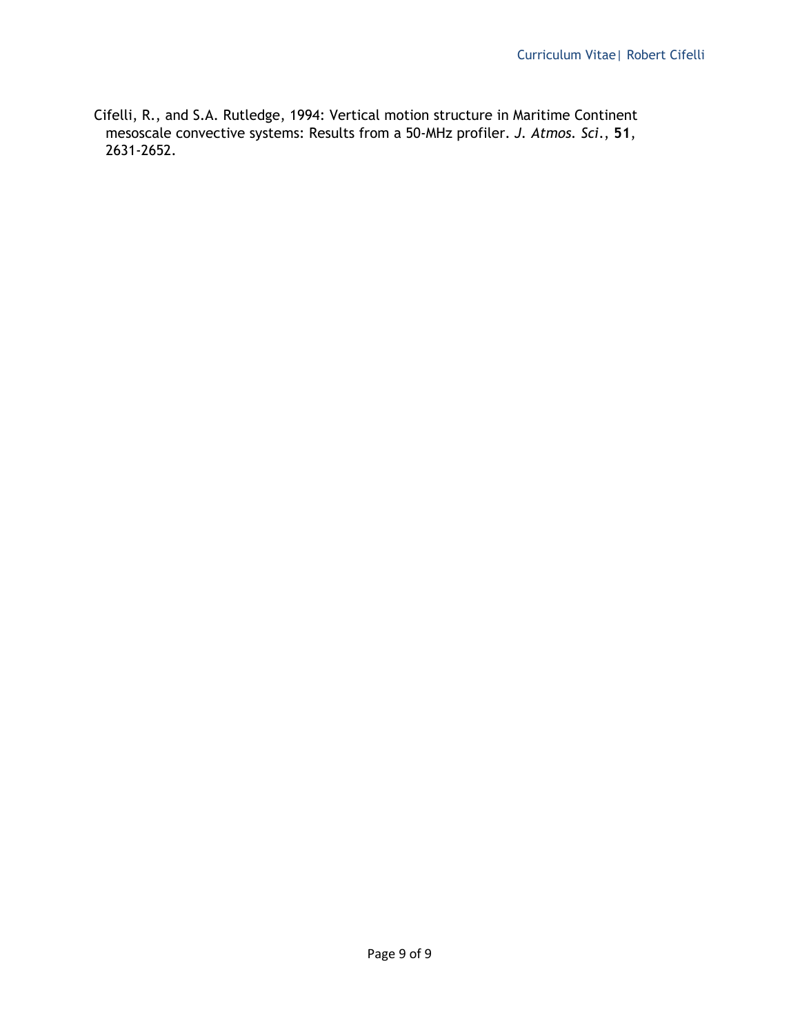Cifelli, R., and S.A. Rutledge, 1994: Vertical motion structure in Maritime Continent mesoscale convective systems: Results from a 50-MHz profiler. *J. Atmos. Sci.*, **51**, 2631-2652.